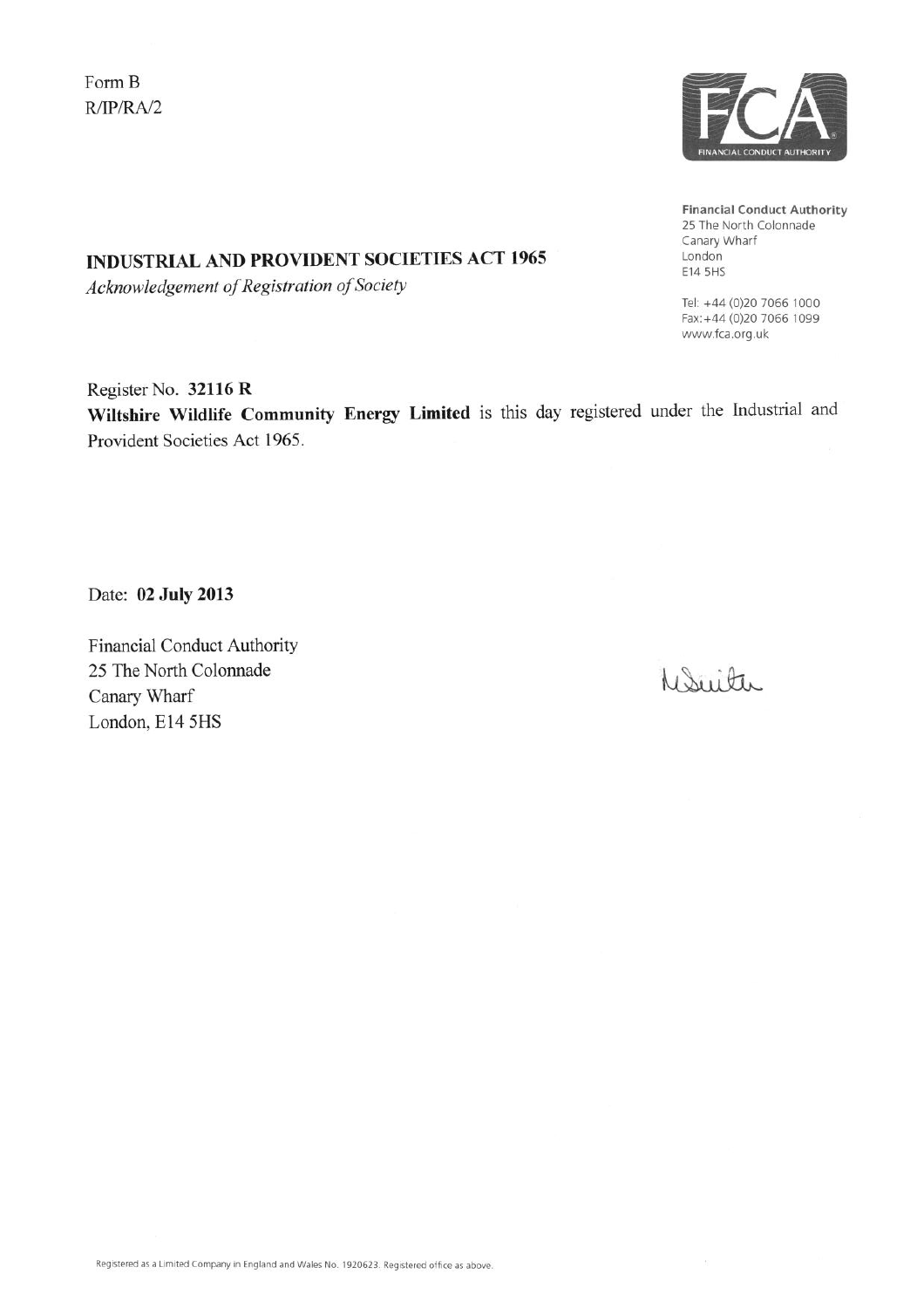Form B
R/IP/RA/2

**Financial Conduct Authority**
25 The North Colonnade
Canary Wharf
London
E14 5HS

Tel: +44 (0)20 7066 1000
Fax: +44 (0)20 7066 1099
www.fca.org.uk

## INDUSTRIAL AND PROVIDENT SOCIETIES ACT 1965

*Acknowledgement of Registration of Society*

Register No. **32116 R**

**Wiltshire Wildlife Community Energy Limited** is this day registered under the Industrial and Provident Societies Act 1965.

Date: **02 July 2013**

Financial Conduct Authority
25 The North Colonnade
Canary Wharf
London, E14 5HS

M Smith

Registered as a Limited Company in England and Wales No. 1920623. Registered office as above.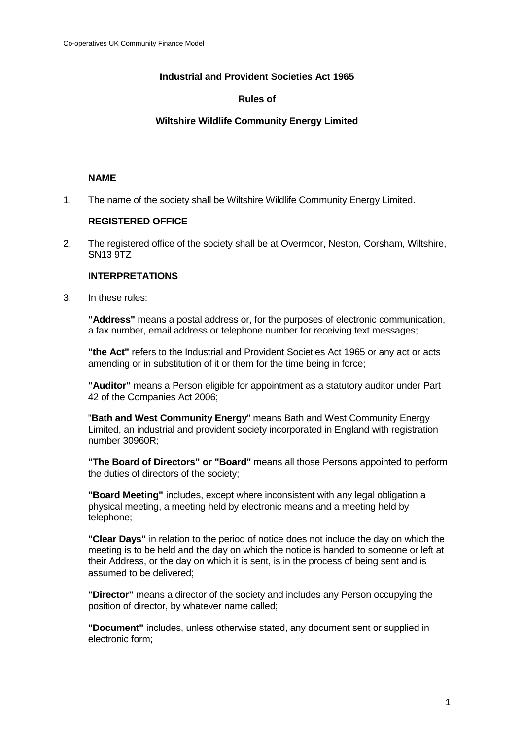**Industrial and Provident Societies Act 1965**

**Rules of**

**Wiltshire Wildlife Community Energy Limited**

---

**NAME**

1. The name of the society shall be Wiltshire Wildlife Community Energy Limited.

**REGISTERED OFFICE**

2. The registered office of the society shall be at Overmoor, Neston, Corsham, Wiltshire, SN13 9TZ

**INTERPRETATIONS**

3. In these rules:

   **"Address"** means a postal address or, for the purposes of electronic communication, a fax number, email address or telephone number for receiving text messages;

   **"the Act"** refers to the Industrial and Provident Societies Act 1965 or any act or acts amending or in substitution of it or them for the time being in force;

   **"Auditor"** means a Person eligible for appointment as a statutory auditor under Part 42 of the Companies Act 2006;

   "**Bath and West Community Energy**" means Bath and West Community Energy Limited, an industrial and provident society incorporated in England with registration number 30960R;

   **"The Board of Directors" or "Board"** means all those Persons appointed to perform the duties of directors of the society;

   **"Board Meeting"** includes, except where inconsistent with any legal obligation a physical meeting, a meeting held by electronic means and a meeting held by telephone;

   **"Clear Days"** in relation to the period of notice does not include the day on which the meeting is to be held and the day on which the notice is handed to someone or left at their Address, or the day on which it is sent, is in the process of being sent and is assumed to be delivered;

   **"Director"** means a director of the society and includes any Person occupying the position of director, by whatever name called;

   **"Document"** includes, unless otherwise stated, any document sent or supplied in electronic form;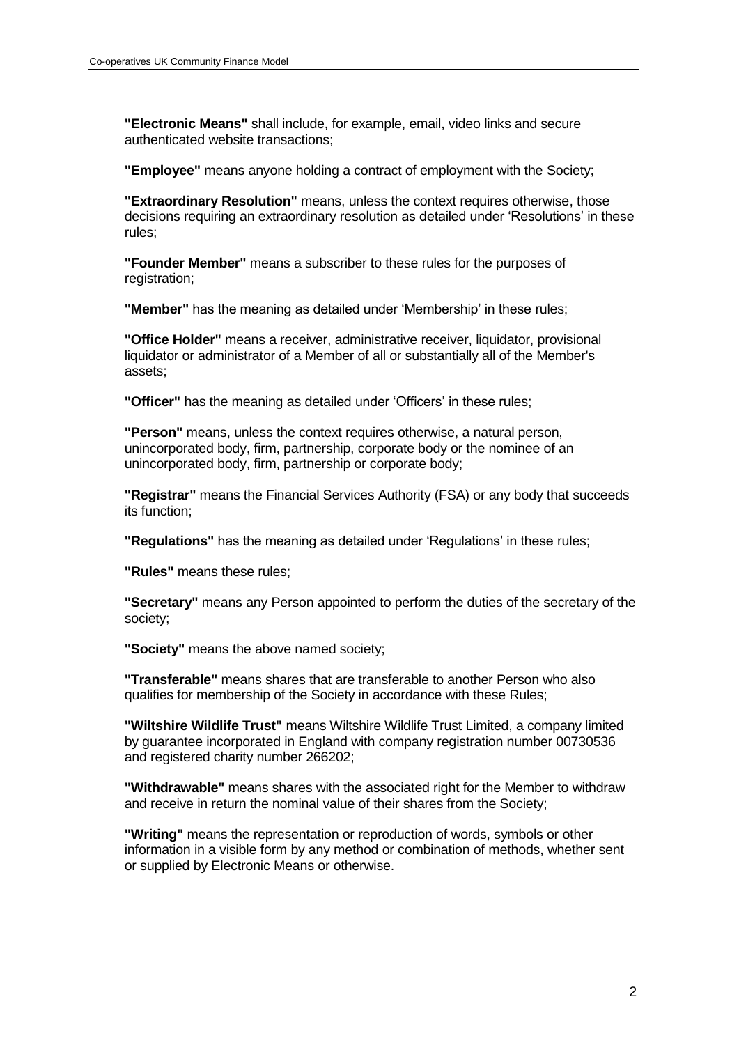**"Electronic Means"** shall include, for example, email, video links and secure authenticated website transactions;

**"Employee"** means anyone holding a contract of employment with the Society;

**"Extraordinary Resolution"** means, unless the context requires otherwise, those decisions requiring an extraordinary resolution as detailed under 'Resolutions' in these rules;

**"Founder Member"** means a subscriber to these rules for the purposes of registration;

**"Member"** has the meaning as detailed under 'Membership' in these rules;

**"Office Holder"** means a receiver, administrative receiver, liquidator, provisional liquidator or administrator of a Member of all or substantially all of the Member's assets;

**"Officer"** has the meaning as detailed under 'Officers' in these rules;

**"Person"** means, unless the context requires otherwise, a natural person, unincorporated body, firm, partnership, corporate body or the nominee of an unincorporated body, firm, partnership or corporate body;

**"Registrar"** means the Financial Services Authority (FSA) or any body that succeeds its function;

**"Regulations"** has the meaning as detailed under 'Regulations' in these rules;

**"Rules"** means these rules;

**"Secretary"** means any Person appointed to perform the duties of the secretary of the society;

**"Society"** means the above named society;

**"Transferable"** means shares that are transferable to another Person who also qualifies for membership of the Society in accordance with these Rules;

**"Wiltshire Wildlife Trust"** means Wiltshire Wildlife Trust Limited, a company limited by guarantee incorporated in England with company registration number 00730536 and registered charity number 266202;

**"Withdrawable"** means shares with the associated right for the Member to withdraw and receive in return the nominal value of their shares from the Society;

**"Writing"** means the representation or reproduction of words, symbols or other information in a visible form by any method or combination of methods, whether sent or supplied by Electronic Means or otherwise.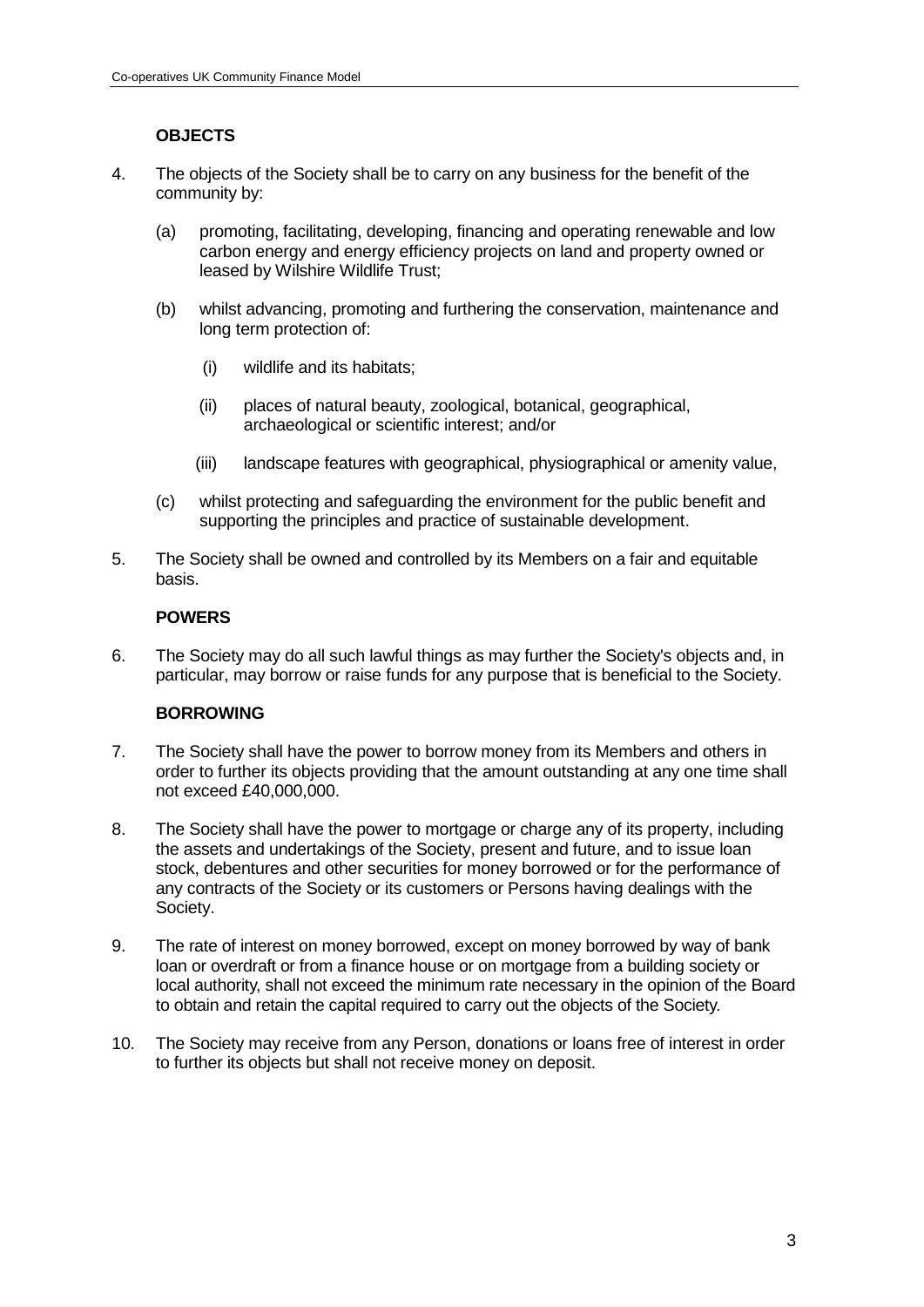### OBJECTS

4. The objects of the Society shall be to carry on any business for the benefit of the community by:

   (a) promoting, facilitating, developing, financing and operating renewable and low carbon energy and energy efficiency projects on land and property owned or leased by Wilshire Wildlife Trust;

   (b) whilst advancing, promoting and furthering the conservation, maintenance and long term protection of:

      (i) wildlife and its habitats;

      (ii) places of natural beauty, zoological, botanical, geographical, archaeological or scientific interest; and/or

      (iii) landscape features with geographical, physiographical or amenity value,

   (c) whilst protecting and safeguarding the environment for the public benefit and supporting the principles and practice of sustainable development.

5. The Society shall be owned and controlled by its Members on a fair and equitable basis.

### POWERS

6. The Society may do all such lawful things as may further the Society's objects and, in particular, may borrow or raise funds for any purpose that is beneficial to the Society.

### BORROWING

7. The Society shall have the power to borrow money from its Members and others in order to further its objects providing that the amount outstanding at any one time shall not exceed £40,000,000.

8. The Society shall have the power to mortgage or charge any of its property, including the assets and undertakings of the Society, present and future, and to issue loan stock, debentures and other securities for money borrowed or for the performance of any contracts of the Society or its customers or Persons having dealings with the Society.

9. The rate of interest on money borrowed, except on money borrowed by way of bank loan or overdraft or from a finance house or on mortgage from a building society or local authority, shall not exceed the minimum rate necessary in the opinion of the Board to obtain and retain the capital required to carry out the objects of the Society.

10. The Society may receive from any Person, donations or loans free of interest in order to further its objects but shall not receive money on deposit.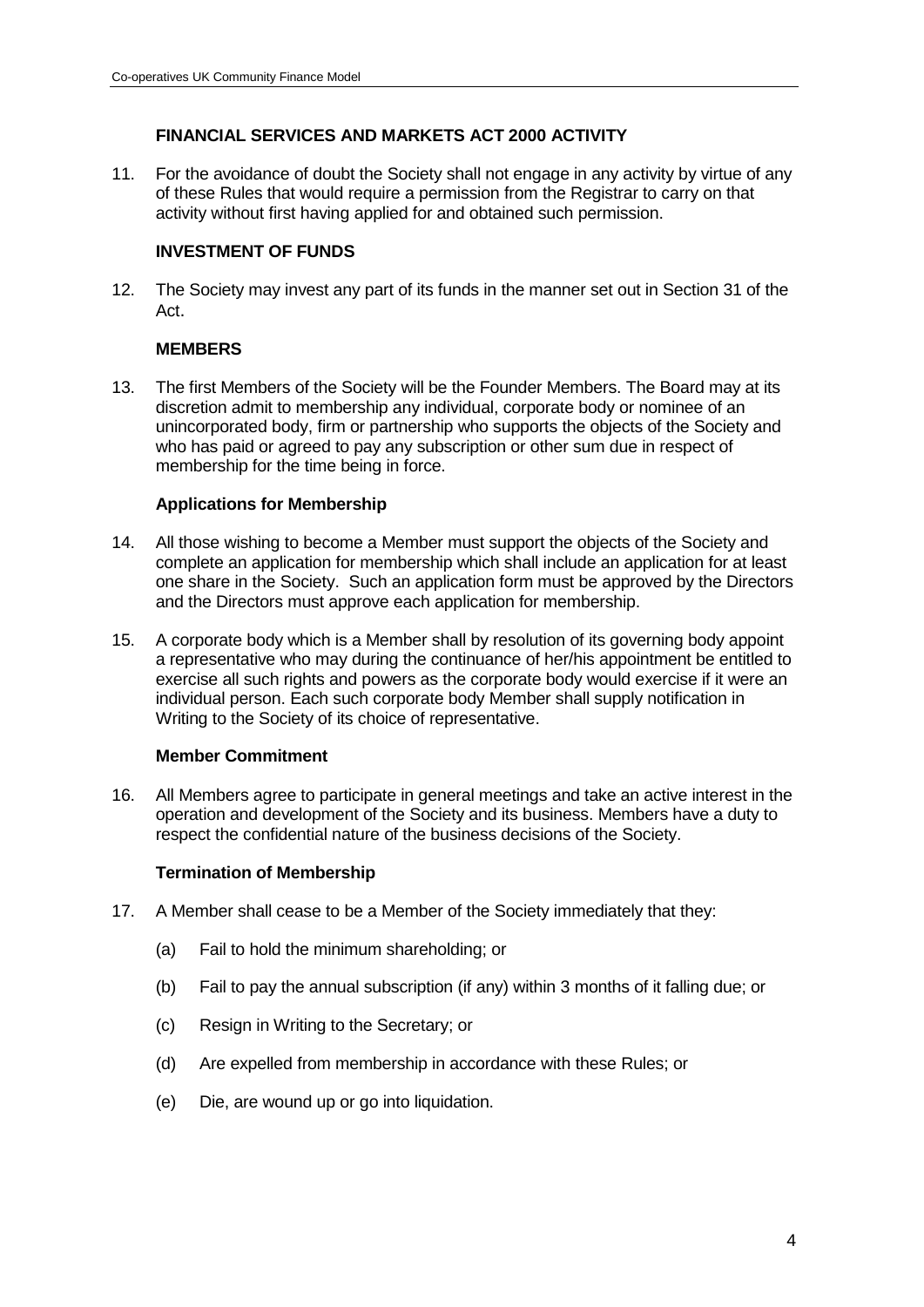## FINANCIAL SERVICES AND MARKETS ACT 2000 ACTIVITY

11. For the avoidance of doubt the Society shall not engage in any activity by virtue of any of these Rules that would require a permission from the Registrar to carry on that activity without first having applied for and obtained such permission.

## INVESTMENT OF FUNDS

12. The Society may invest any part of its funds in the manner set out in Section 31 of the Act.

## MEMBERS

13. The first Members of the Society will be the Founder Members. The Board may at its discretion admit to membership any individual, corporate body or nominee of an unincorporated body, firm or partnership who supports the objects of the Society and who has paid or agreed to pay any subscription or other sum due in respect of membership for the time being in force.

### Applications for Membership

14. All those wishing to become a Member must support the objects of the Society and complete an application for membership which shall include an application for at least one share in the Society. Such an application form must be approved by the Directors and the Directors must approve each application for membership.

15. A corporate body which is a Member shall by resolution of its governing body appoint a representative who may during the continuance of her/his appointment be entitled to exercise all such rights and powers as the corporate body would exercise if it were an individual person. Each such corporate body Member shall supply notification in Writing to the Society of its choice of representative.

### Member Commitment

16. All Members agree to participate in general meetings and take an active interest in the operation and development of the Society and its business. Members have a duty to respect the confidential nature of the business decisions of the Society.

### Termination of Membership

17. A Member shall cease to be a Member of the Society immediately that they:

    (a) Fail to hold the minimum shareholding; or

    (b) Fail to pay the annual subscription (if any) within 3 months of it falling due; or

    (c) Resign in Writing to the Secretary; or

    (d) Are expelled from membership in accordance with these Rules; or

    (e) Die, are wound up or go into liquidation.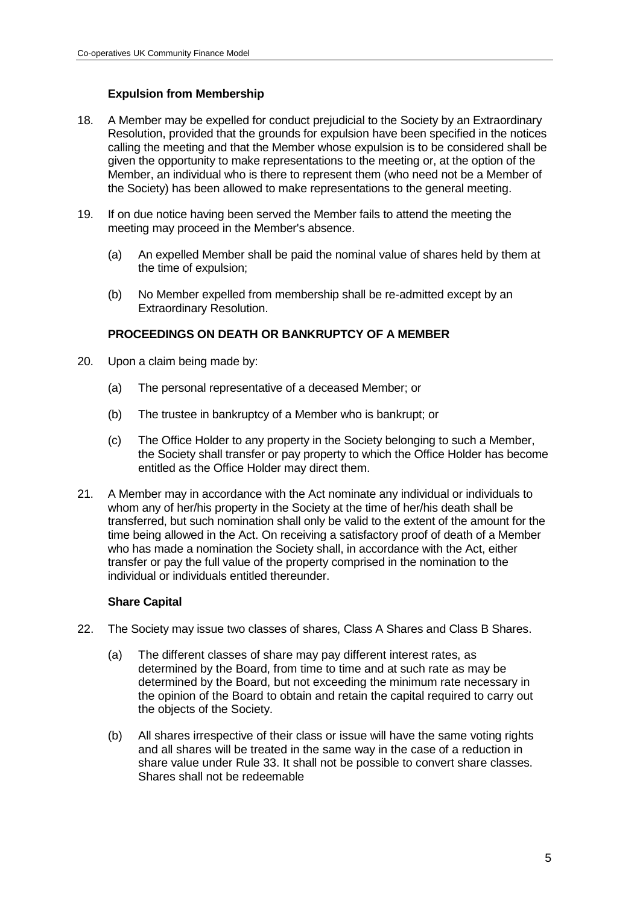### Expulsion from Membership

18. A Member may be expelled for conduct prejudicial to the Society by an Extraordinary Resolution, provided that the grounds for expulsion have been specified in the notices calling the meeting and that the Member whose expulsion is to be considered shall be given the opportunity to make representations to the meeting or, at the option of the Member, an individual who is there to represent them (who need not be a Member of the Society) has been allowed to make representations to the general meeting.

19. If on due notice having been served the Member fails to attend the meeting the meeting may proceed in the Member's absence.

    (a) An expelled Member shall be paid the nominal value of shares held by them at the time of expulsion;

    (b) No Member expelled from membership shall be re-admitted except by an Extraordinary Resolution.

### PROCEEDINGS ON DEATH OR BANKRUPTCY OF A MEMBER

20. Upon a claim being made by:

    (a) The personal representative of a deceased Member; or

    (b) The trustee in bankruptcy of a Member who is bankrupt; or

    (c) The Office Holder to any property in the Society belonging to such a Member, the Society shall transfer or pay property to which the Office Holder has become entitled as the Office Holder may direct them.

21. A Member may in accordance with the Act nominate any individual or individuals to whom any of her/his property in the Society at the time of her/his death shall be transferred, but such nomination shall only be valid to the extent of the amount for the time being allowed in the Act. On receiving a satisfactory proof of death of a Member who has made a nomination the Society shall, in accordance with the Act, either transfer or pay the full value of the property comprised in the nomination to the individual or individuals entitled thereunder.

### Share Capital

22. The Society may issue two classes of shares, Class A Shares and Class B Shares.

    (a) The different classes of share may pay different interest rates, as determined by the Board, from time to time and at such rate as may be determined by the Board, but not exceeding the minimum rate necessary in the opinion of the Board to obtain and retain the capital required to carry out the objects of the Society.

    (b) All shares irrespective of their class or issue will have the same voting rights and all shares will be treated in the same way in the case of a reduction in share value under Rule 33. It shall not be possible to convert share classes. Shares shall not be redeemable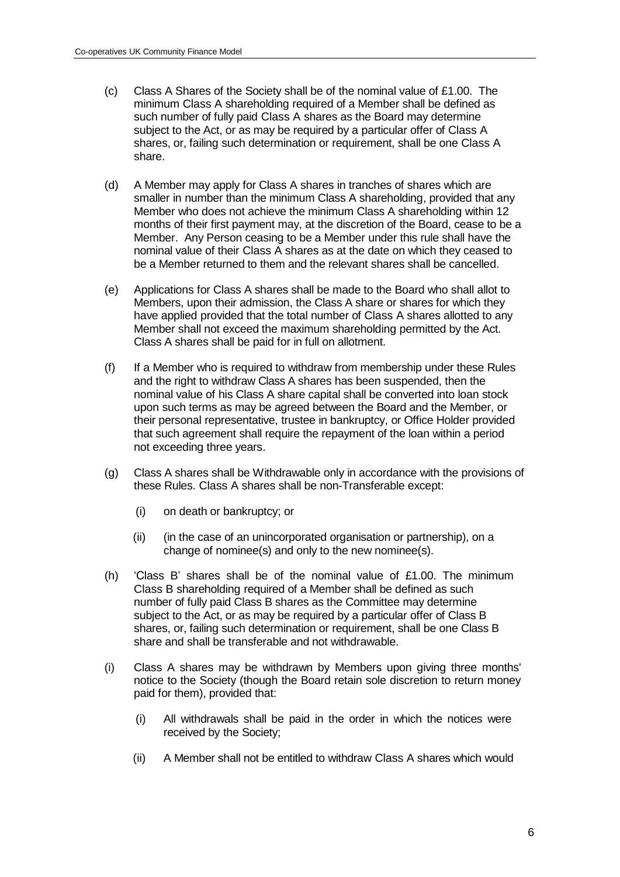(c) Class A Shares of the Society shall be of the nominal value of £1.00. The minimum Class A shareholding required of a Member shall be defined as such number of fully paid Class A shares as the Board may determine subject to the Act, or as may be required by a particular offer of Class A shares, or, failing such determination or requirement, shall be one Class A share.

(d) A Member may apply for Class A shares in tranches of shares which are smaller in number than the minimum Class A shareholding, provided that any Member who does not achieve the minimum Class A shareholding within 12 months of their first payment may, at the discretion of the Board, cease to be a Member. Any Person ceasing to be a Member under this rule shall have the nominal value of their Class A shares as at the date on which they ceased to be a Member returned to them and the relevant shares shall be cancelled.

(e) Applications for Class A shares shall be made to the Board who shall allot to Members, upon their admission, the Class A share or shares for which they have applied provided that the total number of Class A shares allotted to any Member shall not exceed the maximum shareholding permitted by the Act. Class A shares shall be paid for in full on allotment.

(f) If a Member who is required to withdraw from membership under these Rules and the right to withdraw Class A shares has been suspended, then the nominal value of his Class A share capital shall be converted into loan stock upon such terms as may be agreed between the Board and the Member, or their personal representative, trustee in bankruptcy, or Office Holder provided that such agreement shall require the repayment of the loan within a period not exceeding three years.

(g) Class A shares shall be Withdrawable only in accordance with the provisions of these Rules. Class A shares shall be non-Transferable except:

  (i) on death or bankruptcy; or

  (ii) (in the case of an unincorporated organisation or partnership), on a change of nominee(s) and only to the new nominee(s).

(h) 'Class B' shares shall be of the nominal value of £1.00. The minimum Class B shareholding required of a Member shall be defined as such number of fully paid Class B shares as the Committee may determine subject to the Act, or as may be required by a particular offer of Class B shares, or, failing such determination or requirement, shall be one Class B share and shall be transferable and not withdrawable.

(i) Class A shares may be withdrawn by Members upon giving three months' notice to the Society (though the Board retain sole discretion to return money paid for them), provided that:

  (i) All withdrawals shall be paid in the order in which the notices were received by the Society;

  (ii) A Member shall not be entitled to withdraw Class A shares which would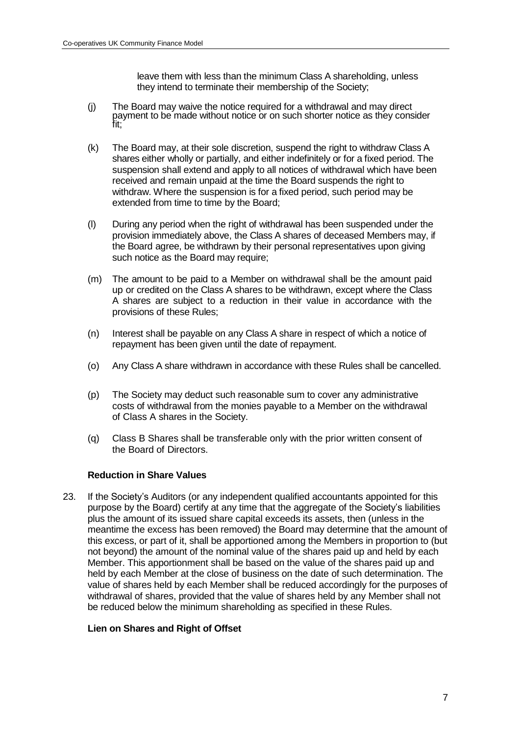leave them with less than the minimum Class A shareholding, unless they intend to terminate their membership of the Society;

(j) The Board may waive the notice required for a withdrawal and may direct payment to be made without notice or on such shorter notice as they consider fit;

(k) The Board may, at their sole discretion, suspend the right to withdraw Class A shares either wholly or partially, and either indefinitely or for a fixed period. The suspension shall extend and apply to all notices of withdrawal which have been received and remain unpaid at the time the Board suspends the right to withdraw. Where the suspension is for a fixed period, such period may be extended from time to time by the Board;

(l) During any period when the right of withdrawal has been suspended under the provision immediately above, the Class A shares of deceased Members may, if the Board agree, be withdrawn by their personal representatives upon giving such notice as the Board may require;

(m) The amount to be paid to a Member on withdrawal shall be the amount paid up or credited on the Class A shares to be withdrawn, except where the Class A shares are subject to a reduction in their value in accordance with the provisions of these Rules;

(n) Interest shall be payable on any Class A share in respect of which a notice of repayment has been given until the date of repayment.

(o) Any Class A share withdrawn in accordance with these Rules shall be cancelled.

(p) The Society may deduct such reasonable sum to cover any administrative costs of withdrawal from the monies payable to a Member on the withdrawal of Class A shares in the Society.

(q) Class B Shares shall be transferable only with the prior written consent of the Board of Directors.

**Reduction in Share Values**

23. If the Society's Auditors (or any independent qualified accountants appointed for this purpose by the Board) certify at any time that the aggregate of the Society's liabilities plus the amount of its issued share capital exceeds its assets, then (unless in the meantime the excess has been removed) the Board may determine that the amount of this excess, or part of it, shall be apportioned among the Members in proportion to (but not beyond) the amount of the nominal value of the shares paid up and held by each Member. This apportionment shall be based on the value of the shares paid up and held by each Member at the close of business on the date of such determination. The value of shares held by each Member shall be reduced accordingly for the purposes of withdrawal of shares, provided that the value of shares held by any Member shall not be reduced below the minimum shareholding as specified in these Rules.

**Lien on Shares and Right of Offset**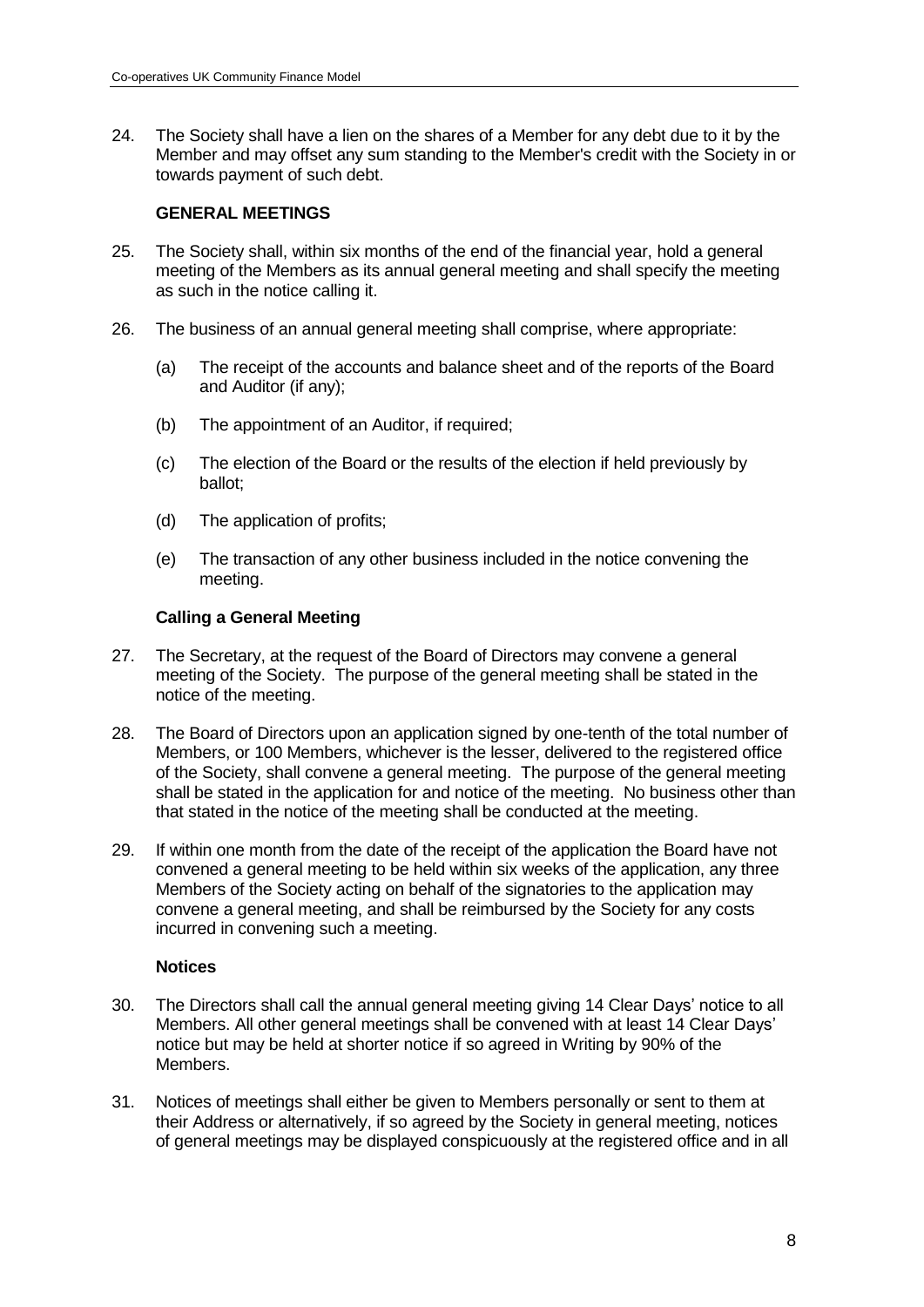24. The Society shall have a lien on the shares of a Member for any debt due to it by the Member and may offset any sum standing to the Member's credit with the Society in or towards payment of such debt.

## GENERAL MEETINGS

25. The Society shall, within six months of the end of the financial year, hold a general meeting of the Members as its annual general meeting and shall specify the meeting as such in the notice calling it.

26. The business of an annual general meeting shall comprise, where appropriate:

    (a) The receipt of the accounts and balance sheet and of the reports of the Board and Auditor (if any);

    (b) The appointment of an Auditor, if required;

    (c) The election of the Board or the results of the election if held previously by ballot;

    (d) The application of profits;

    (e) The transaction of any other business included in the notice convening the meeting.

### Calling a General Meeting

27. The Secretary, at the request of the Board of Directors may convene a general meeting of the Society. The purpose of the general meeting shall be stated in the notice of the meeting.

28. The Board of Directors upon an application signed by one-tenth of the total number of Members, or 100 Members, whichever is the lesser, delivered to the registered office of the Society, shall convene a general meeting. The purpose of the general meeting shall be stated in the application for and notice of the meeting. No business other than that stated in the notice of the meeting shall be conducted at the meeting.

29. If within one month from the date of the receipt of the application the Board have not convened a general meeting to be held within six weeks of the application, any three Members of the Society acting on behalf of the signatories to the application may convene a general meeting, and shall be reimbursed by the Society for any costs incurred in convening such a meeting.

### Notices

30. The Directors shall call the annual general meeting giving 14 Clear Days' notice to all Members. All other general meetings shall be convened with at least 14 Clear Days' notice but may be held at shorter notice if so agreed in Writing by 90% of the Members.

31. Notices of meetings shall either be given to Members personally or sent to them at their Address or alternatively, if so agreed by the Society in general meeting, notices of general meetings may be displayed conspicuously at the registered office and in all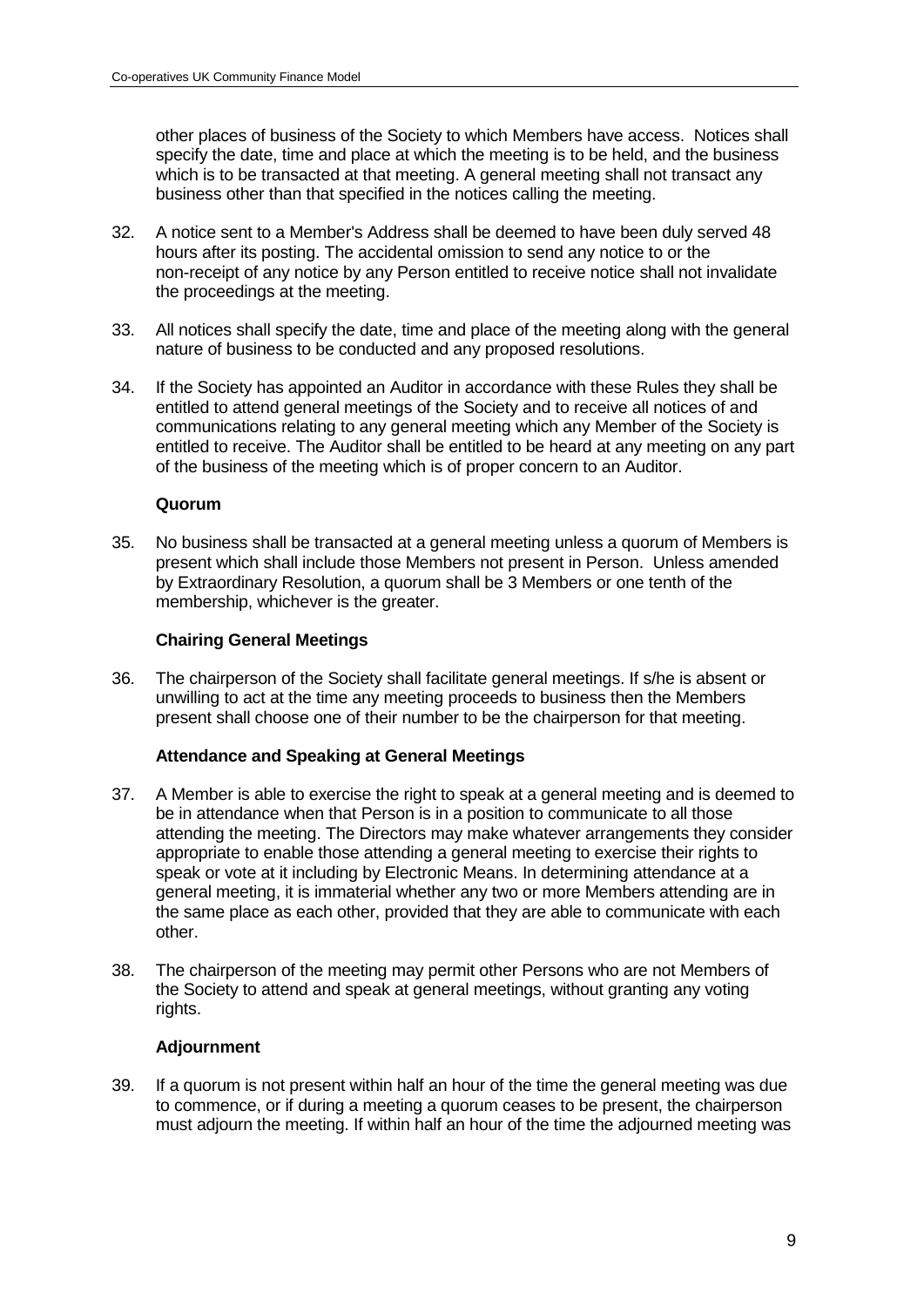other places of business of the Society to which Members have access. Notices shall specify the date, time and place at which the meeting is to be held, and the business which is to be transacted at that meeting. A general meeting shall not transact any business other than that specified in the notices calling the meeting.

32. A notice sent to a Member's Address shall be deemed to have been duly served 48 hours after its posting. The accidental omission to send any notice to or the non-receipt of any notice by any Person entitled to receive notice shall not invalidate the proceedings at the meeting.

33. All notices shall specify the date, time and place of the meeting along with the general nature of business to be conducted and any proposed resolutions.

34. If the Society has appointed an Auditor in accordance with these Rules they shall be entitled to attend general meetings of the Society and to receive all notices of and communications relating to any general meeting which any Member of the Society is entitled to receive. The Auditor shall be entitled to be heard at any meeting on any part of the business of the meeting which is of proper concern to an Auditor.

**Quorum**

35. No business shall be transacted at a general meeting unless a quorum of Members is present which shall include those Members not present in Person. Unless amended by Extraordinary Resolution, a quorum shall be 3 Members or one tenth of the membership, whichever is the greater.

**Chairing General Meetings**

36. The chairperson of the Society shall facilitate general meetings. If s/he is absent or unwilling to act at the time any meeting proceeds to business then the Members present shall choose one of their number to be the chairperson for that meeting.

**Attendance and Speaking at General Meetings**

37. A Member is able to exercise the right to speak at a general meeting and is deemed to be in attendance when that Person is in a position to communicate to all those attending the meeting. The Directors may make whatever arrangements they consider appropriate to enable those attending a general meeting to exercise their rights to speak or vote at it including by Electronic Means. In determining attendance at a general meeting, it is immaterial whether any two or more Members attending are in the same place as each other, provided that they are able to communicate with each other.

38. The chairperson of the meeting may permit other Persons who are not Members of the Society to attend and speak at general meetings, without granting any voting rights.

**Adjournment**

39. If a quorum is not present within half an hour of the time the general meeting was due to commence, or if during a meeting a quorum ceases to be present, the chairperson must adjourn the meeting. If within half an hour of the time the adjourned meeting was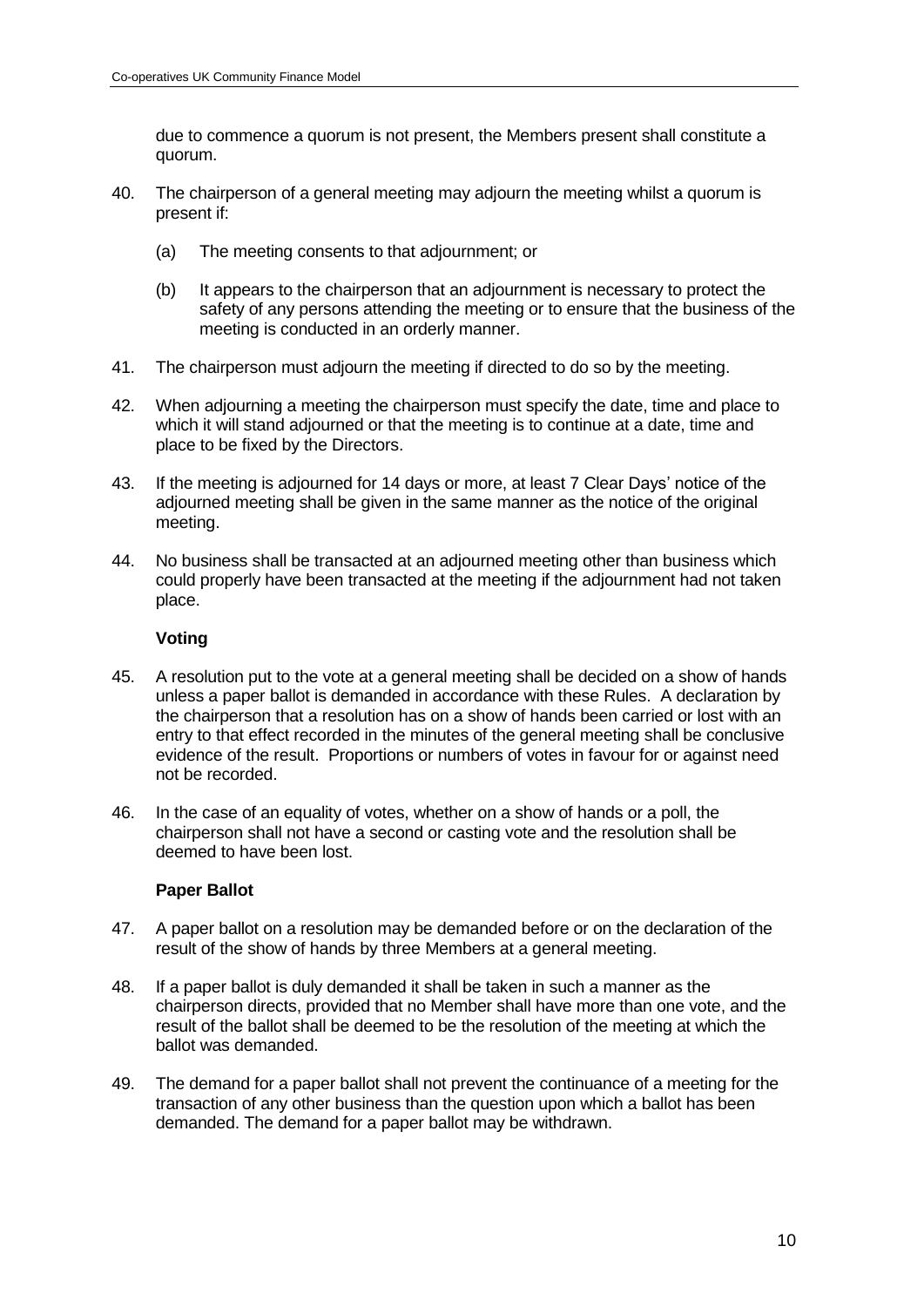due to commence a quorum is not present, the Members present shall constitute a quorum.

40. The chairperson of a general meeting may adjourn the meeting whilst a quorum is present if:

    (a) The meeting consents to that adjournment; or

    (b) It appears to the chairperson that an adjournment is necessary to protect the safety of any persons attending the meeting or to ensure that the business of the meeting is conducted in an orderly manner.

41. The chairperson must adjourn the meeting if directed to do so by the meeting.

42. When adjourning a meeting the chairperson must specify the date, time and place to which it will stand adjourned or that the meeting is to continue at a date, time and place to be fixed by the Directors.

43. If the meeting is adjourned for 14 days or more, at least 7 Clear Days' notice of the adjourned meeting shall be given in the same manner as the notice of the original meeting.

44. No business shall be transacted at an adjourned meeting other than business which could properly have been transacted at the meeting if the adjournment had not taken place.

**Voting**

45. A resolution put to the vote at a general meeting shall be decided on a show of hands unless a paper ballot is demanded in accordance with these Rules. A declaration by the chairperson that a resolution has on a show of hands been carried or lost with an entry to that effect recorded in the minutes of the general meeting shall be conclusive evidence of the result. Proportions or numbers of votes in favour for or against need not be recorded.

46. In the case of an equality of votes, whether on a show of hands or a poll, the chairperson shall not have a second or casting vote and the resolution shall be deemed to have been lost.

**Paper Ballot**

47. A paper ballot on a resolution may be demanded before or on the declaration of the result of the show of hands by three Members at a general meeting.

48. If a paper ballot is duly demanded it shall be taken in such a manner as the chairperson directs, provided that no Member shall have more than one vote, and the result of the ballot shall be deemed to be the resolution of the meeting at which the ballot was demanded.

49. The demand for a paper ballot shall not prevent the continuance of a meeting for the transaction of any other business than the question upon which a ballot has been demanded. The demand for a paper ballot may be withdrawn.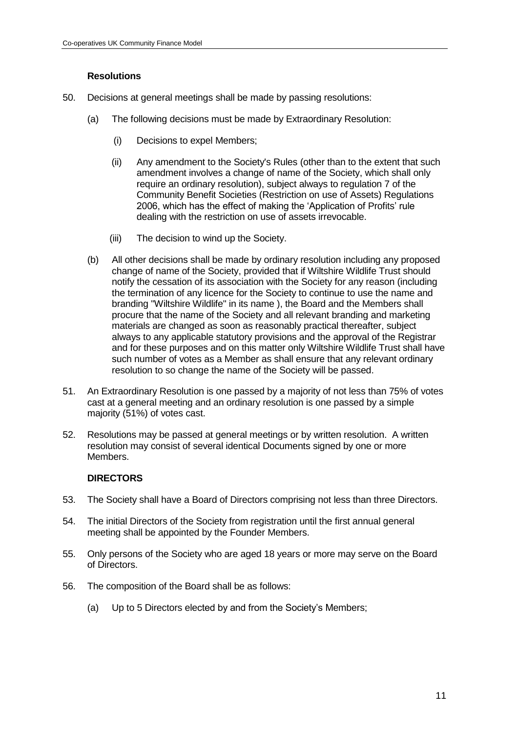### Resolutions

50. Decisions at general meetings shall be made by passing resolutions:

    (a) The following decisions must be made by Extraordinary Resolution:

        (i) Decisions to expel Members;

        (ii) Any amendment to the Society's Rules (other than to the extent that such amendment involves a change of name of the Society, which shall only require an ordinary resolution), subject always to regulation 7 of the Community Benefit Societies (Restriction on use of Assets) Regulations 2006, which has the effect of making the 'Application of Profits' rule dealing with the restriction on use of assets irrevocable.

        (iii) The decision to wind up the Society.

    (b) All other decisions shall be made by ordinary resolution including any proposed change of name of the Society, provided that if Wiltshire Wildlife Trust should notify the cessation of its association with the Society for any reason (including the termination of any licence for the Society to continue to use the name and branding "Wiltshire Wildlife" in its name ), the Board and the Members shall procure that the name of the Society and all relevant branding and marketing materials are changed as soon as reasonably practical thereafter, subject always to any applicable statutory provisions and the approval of the Registrar and for these purposes and on this matter only Wiltshire Wildlife Trust shall have such number of votes as a Member as shall ensure that any relevant ordinary resolution to so change the name of the Society will be passed.

51. An Extraordinary Resolution is one passed by a majority of not less than 75% of votes cast at a general meeting and an ordinary resolution is one passed by a simple majority (51%) of votes cast.

52. Resolutions may be passed at general meetings or by written resolution. A written resolution may consist of several identical Documents signed by one or more Members.

### DIRECTORS

53. The Society shall have a Board of Directors comprising not less than three Directors.

54. The initial Directors of the Society from registration until the first annual general meeting shall be appointed by the Founder Members.

55. Only persons of the Society who are aged 18 years or more may serve on the Board of Directors.

56. The composition of the Board shall be as follows:

    (a) Up to 5 Directors elected by and from the Society's Members;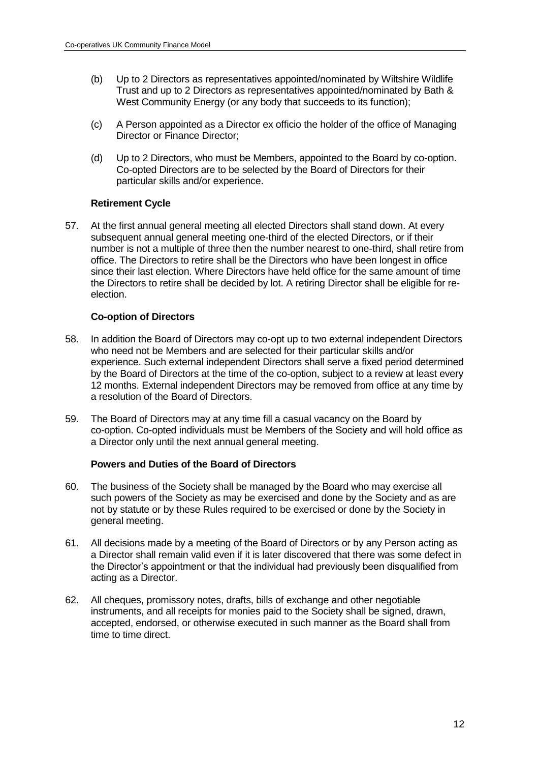(b) Up to 2 Directors as representatives appointed/nominated by Wiltshire Wildlife Trust and up to 2 Directors as representatives appointed/nominated by Bath & West Community Energy (or any body that succeeds to its function);

(c) A Person appointed as a Director ex officio the holder of the office of Managing Director or Finance Director;

(d) Up to 2 Directors, who must be Members, appointed to the Board by co-option. Co-opted Directors are to be selected by the Board of Directors for their particular skills and/or experience.

**Retirement Cycle**

57. At the first annual general meeting all elected Directors shall stand down. At every subsequent annual general meeting one-third of the elected Directors, or if their number is not a multiple of three then the number nearest to one-third, shall retire from office. The Directors to retire shall be the Directors who have been longest in office since their last election. Where Directors have held office for the same amount of time the Directors to retire shall be decided by lot. A retiring Director shall be eligible for re-election.

**Co-option of Directors**

58. In addition the Board of Directors may co-opt up to two external independent Directors who need not be Members and are selected for their particular skills and/or experience. Such external independent Directors shall serve a fixed period determined by the Board of Directors at the time of the co-option, subject to a review at least every 12 months. External independent Directors may be removed from office at any time by a resolution of the Board of Directors.

59. The Board of Directors may at any time fill a casual vacancy on the Board by co-option. Co-opted individuals must be Members of the Society and will hold office as a Director only until the next annual general meeting.

**Powers and Duties of the Board of Directors**

60. The business of the Society shall be managed by the Board who may exercise all such powers of the Society as may be exercised and done by the Society and as are not by statute or by these Rules required to be exercised or done by the Society in general meeting.

61. All decisions made by a meeting of the Board of Directors or by any Person acting as a Director shall remain valid even if it is later discovered that there was some defect in the Director's appointment or that the individual had previously been disqualified from acting as a Director.

62. All cheques, promissory notes, drafts, bills of exchange and other negotiable instruments, and all receipts for monies paid to the Society shall be signed, drawn, accepted, endorsed, or otherwise executed in such manner as the Board shall from time to time direct.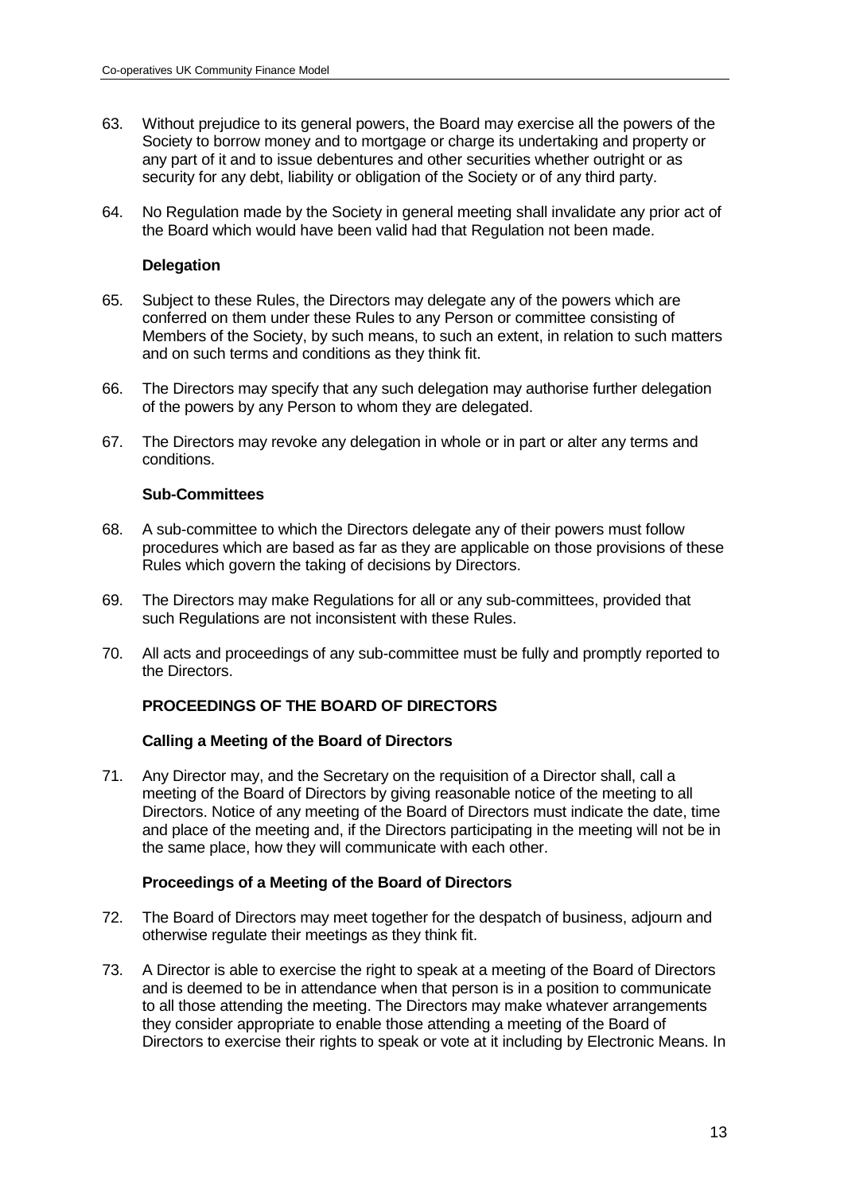63. Without prejudice to its general powers, the Board may exercise all the powers of the Society to borrow money and to mortgage or charge its undertaking and property or any part of it and to issue debentures and other securities whether outright or as security for any debt, liability or obligation of the Society or of any third party.

64. No Regulation made by the Society in general meeting shall invalidate any prior act of the Board which would have been valid had that Regulation not been made.

**Delegation**

65. Subject to these Rules, the Directors may delegate any of the powers which are conferred on them under these Rules to any Person or committee consisting of Members of the Society, by such means, to such an extent, in relation to such matters and on such terms and conditions as they think fit.

66. The Directors may specify that any such delegation may authorise further delegation of the powers by any Person to whom they are delegated.

67. The Directors may revoke any delegation in whole or in part or alter any terms and conditions.

**Sub-Committees**

68. A sub-committee to which the Directors delegate any of their powers must follow procedures which are based as far as they are applicable on those provisions of these Rules which govern the taking of decisions by Directors.

69. The Directors may make Regulations for all or any sub-committees, provided that such Regulations are not inconsistent with these Rules.

70. All acts and proceedings of any sub-committee must be fully and promptly reported to the Directors.

**PROCEEDINGS OF THE BOARD OF DIRECTORS**

**Calling a Meeting of the Board of Directors**

71. Any Director may, and the Secretary on the requisition of a Director shall, call a meeting of the Board of Directors by giving reasonable notice of the meeting to all Directors. Notice of any meeting of the Board of Directors must indicate the date, time and place of the meeting and, if the Directors participating in the meeting will not be in the same place, how they will communicate with each other.

**Proceedings of a Meeting of the Board of Directors**

72. The Board of Directors may meet together for the despatch of business, adjourn and otherwise regulate their meetings as they think fit.

73. A Director is able to exercise the right to speak at a meeting of the Board of Directors and is deemed to be in attendance when that person is in a position to communicate to all those attending the meeting. The Directors may make whatever arrangements they consider appropriate to enable those attending a meeting of the Board of Directors to exercise their rights to speak or vote at it including by Electronic Means. In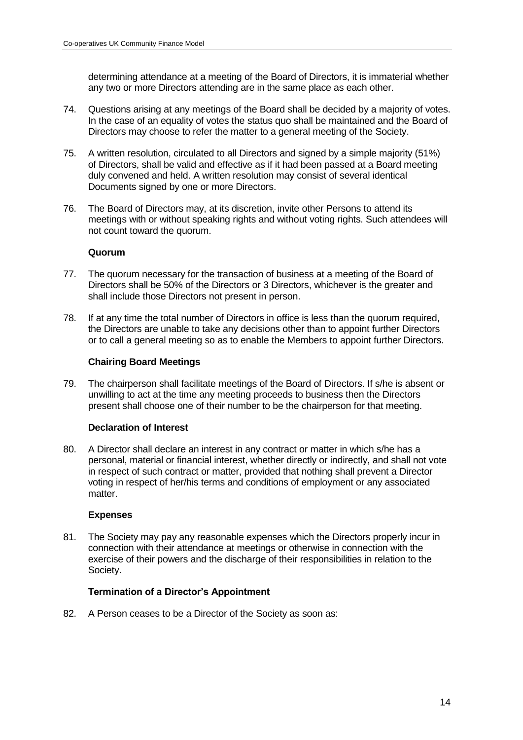determining attendance at a meeting of the Board of Directors, it is immaterial whether any two or more Directors attending are in the same place as each other.

74. Questions arising at any meetings of the Board shall be decided by a majority of votes. In the case of an equality of votes the status quo shall be maintained and the Board of Directors may choose to refer the matter to a general meeting of the Society.

75. A written resolution, circulated to all Directors and signed by a simple majority (51%) of Directors, shall be valid and effective as if it had been passed at a Board meeting duly convened and held. A written resolution may consist of several identical Documents signed by one or more Directors.

76. The Board of Directors may, at its discretion, invite other Persons to attend its meetings with or without speaking rights and without voting rights. Such attendees will not count toward the quorum.

**Quorum**

77. The quorum necessary for the transaction of business at a meeting of the Board of Directors shall be 50% of the Directors or 3 Directors, whichever is the greater and shall include those Directors not present in person.

78. If at any time the total number of Directors in office is less than the quorum required, the Directors are unable to take any decisions other than to appoint further Directors or to call a general meeting so as to enable the Members to appoint further Directors.

**Chairing Board Meetings**

79. The chairperson shall facilitate meetings of the Board of Directors. If s/he is absent or unwilling to act at the time any meeting proceeds to business then the Directors present shall choose one of their number to be the chairperson for that meeting.

**Declaration of Interest**

80. A Director shall declare an interest in any contract or matter in which s/he has a personal, material or financial interest, whether directly or indirectly, and shall not vote in respect of such contract or matter, provided that nothing shall prevent a Director voting in respect of her/his terms and conditions of employment or any associated matter.

**Expenses**

81. The Society may pay any reasonable expenses which the Directors properly incur in connection with their attendance at meetings or otherwise in connection with the exercise of their powers and the discharge of their responsibilities in relation to the Society.

**Termination of a Director's Appointment**

82. A Person ceases to be a Director of the Society as soon as: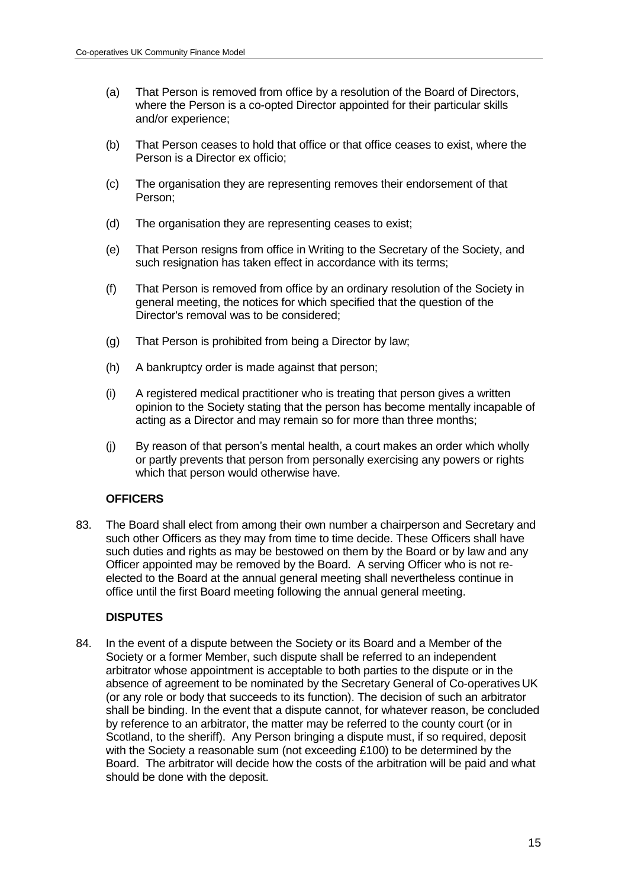(a) That Person is removed from office by a resolution of the Board of Directors, where the Person is a co-opted Director appointed for their particular skills and/or experience;

(b) That Person ceases to hold that office or that office ceases to exist, where the Person is a Director ex officio;

(c) The organisation they are representing removes their endorsement of that Person;

(d) The organisation they are representing ceases to exist;

(e) That Person resigns from office in Writing to the Secretary of the Society, and such resignation has taken effect in accordance with its terms;

(f) That Person is removed from office by an ordinary resolution of the Society in general meeting, the notices for which specified that the question of the Director's removal was to be considered;

(g) That Person is prohibited from being a Director by law;

(h) A bankruptcy order is made against that person;

(i) A registered medical practitioner who is treating that person gives a written opinion to the Society stating that the person has become mentally incapable of acting as a Director and may remain so for more than three months;

(j) By reason of that person's mental health, a court makes an order which wholly or partly prevents that person from personally exercising any powers or rights which that person would otherwise have.

**OFFICERS**

83. The Board shall elect from among their own number a chairperson and Secretary and such other Officers as they may from time to time decide. These Officers shall have such duties and rights as may be bestowed on them by the Board or by law and any Officer appointed may be removed by the Board. A serving Officer who is not re-elected to the Board at the annual general meeting shall nevertheless continue in office until the first Board meeting following the annual general meeting.

**DISPUTES**

84. In the event of a dispute between the Society or its Board and a Member of the Society or a former Member, such dispute shall be referred to an independent arbitrator whose appointment is acceptable to both parties to the dispute or in the absence of agreement to be nominated by the Secretary General of Co-operatives UK (or any role or body that succeeds to its function). The decision of such an arbitrator shall be binding. In the event that a dispute cannot, for whatever reason, be concluded by reference to an arbitrator, the matter may be referred to the county court (or in Scotland, to the sheriff). Any Person bringing a dispute must, if so required, deposit with the Society a reasonable sum (not exceeding £100) to be determined by the Board. The arbitrator will decide how the costs of the arbitration will be paid and what should be done with the deposit.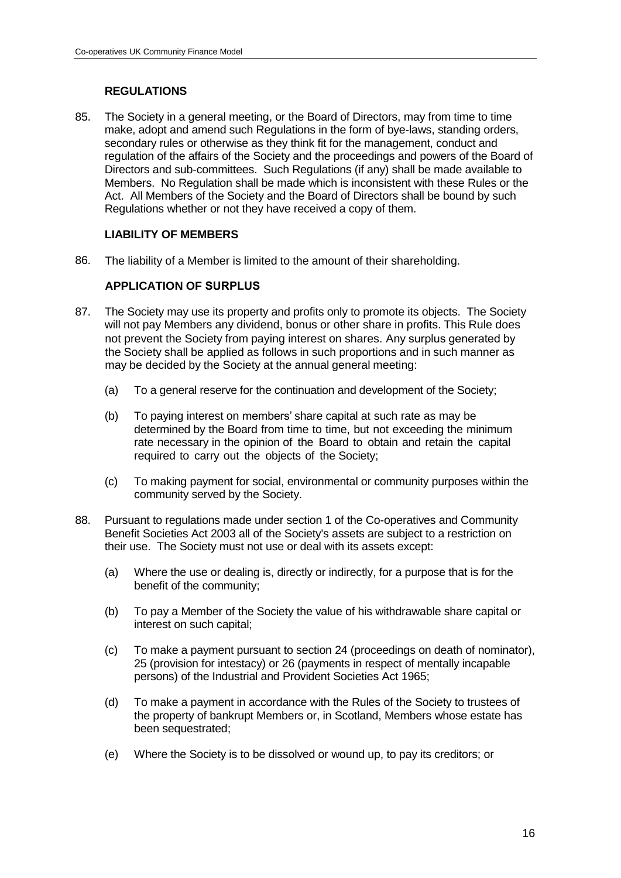## REGULATIONS

85. The Society in a general meeting, or the Board of Directors, may from time to time make, adopt and amend such Regulations in the form of bye-laws, standing orders, secondary rules or otherwise as they think fit for the management, conduct and regulation of the affairs of the Society and the proceedings and powers of the Board of Directors and sub-committees. Such Regulations (if any) shall be made available to Members. No Regulation shall be made which is inconsistent with these Rules or the Act. All Members of the Society and the Board of Directors shall be bound by such Regulations whether or not they have received a copy of them.

## LIABILITY OF MEMBERS

86. The liability of a Member is limited to the amount of their shareholding.

## APPLICATION OF SURPLUS

87. The Society may use its property and profits only to promote its objects. The Society will not pay Members any dividend, bonus or other share in profits. This Rule does not prevent the Society from paying interest on shares. Any surplus generated by the Society shall be applied as follows in such proportions and in such manner as may be decided by the Society at the annual general meeting:

    (a) To a general reserve for the continuation and development of the Society;

    (b) To paying interest on members' share capital at such rate as may be determined by the Board from time to time, but not exceeding the minimum rate necessary in the opinion of the Board to obtain and retain the capital required to carry out the objects of the Society;

    (c) To making payment for social, environmental or community purposes within the community served by the Society.

88. Pursuant to regulations made under section 1 of the Co-operatives and Community Benefit Societies Act 2003 all of the Society's assets are subject to a restriction on their use. The Society must not use or deal with its assets except:

    (a) Where the use or dealing is, directly or indirectly, for a purpose that is for the benefit of the community;

    (b) To pay a Member of the Society the value of his withdrawable share capital or interest on such capital;

    (c) To make a payment pursuant to section 24 (proceedings on death of nominator), 25 (provision for intestacy) or 26 (payments in respect of mentally incapable persons) of the Industrial and Provident Societies Act 1965;

    (d) To make a payment in accordance with the Rules of the Society to trustees of the property of bankrupt Members or, in Scotland, Members whose estate has been sequestrated;

    (e) Where the Society is to be dissolved or wound up, to pay its creditors; or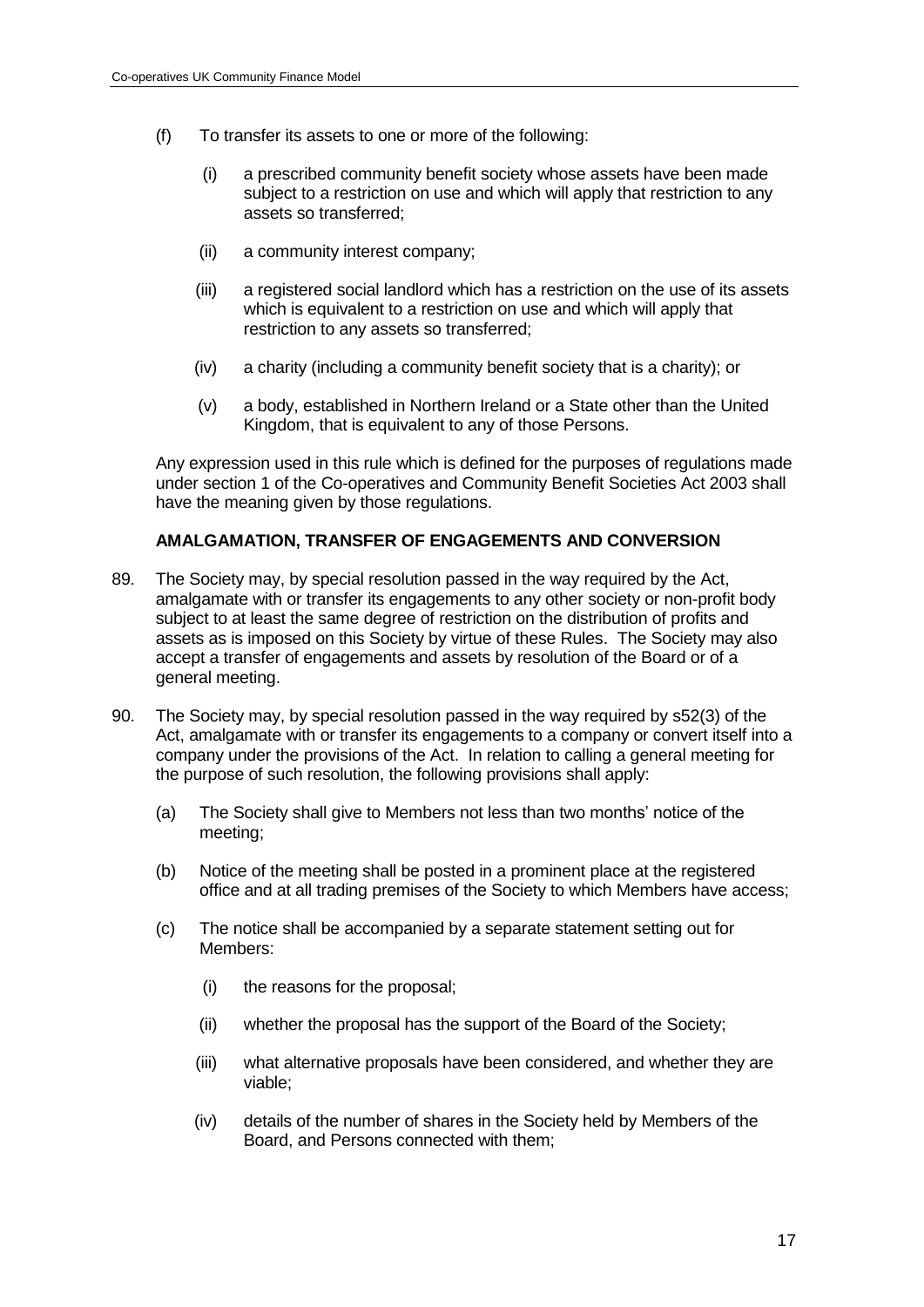(f) To transfer its assets to one or more of the following:

   (i) a prescribed community benefit society whose assets have been made subject to a restriction on use and which will apply that restriction to any assets so transferred;

   (ii) a community interest company;

   (iii) a registered social landlord which has a restriction on the use of its assets which is equivalent to a restriction on use and which will apply that restriction to any assets so transferred;

   (iv) a charity (including a community benefit society that is a charity); or

   (v) a body, established in Northern Ireland or a State other than the United Kingdom, that is equivalent to any of those Persons.

Any expression used in this rule which is defined for the purposes of regulations made under section 1 of the Co-operatives and Community Benefit Societies Act 2003 shall have the meaning given by those regulations.

**AMALGAMATION, TRANSFER OF ENGAGEMENTS AND CONVERSION**

89. The Society may, by special resolution passed in the way required by the Act, amalgamate with or transfer its engagements to any other society or non-profit body subject to at least the same degree of restriction on the distribution of profits and assets as is imposed on this Society by virtue of these Rules. The Society may also accept a transfer of engagements and assets by resolution of the Board or of a general meeting.

90. The Society may, by special resolution passed in the way required by s52(3) of the Act, amalgamate with or transfer its engagements to a company or convert itself into a company under the provisions of the Act. In relation to calling a general meeting for the purpose of such resolution, the following provisions shall apply:

   (a) The Society shall give to Members not less than two months' notice of the meeting;

   (b) Notice of the meeting shall be posted in a prominent place at the registered office and at all trading premises of the Society to which Members have access;

   (c) The notice shall be accompanied by a separate statement setting out for Members:

      (i) the reasons for the proposal;

      (ii) whether the proposal has the support of the Board of the Society;

      (iii) what alternative proposals have been considered, and whether they are viable;

      (iv) details of the number of shares in the Society held by Members of the Board, and Persons connected with them;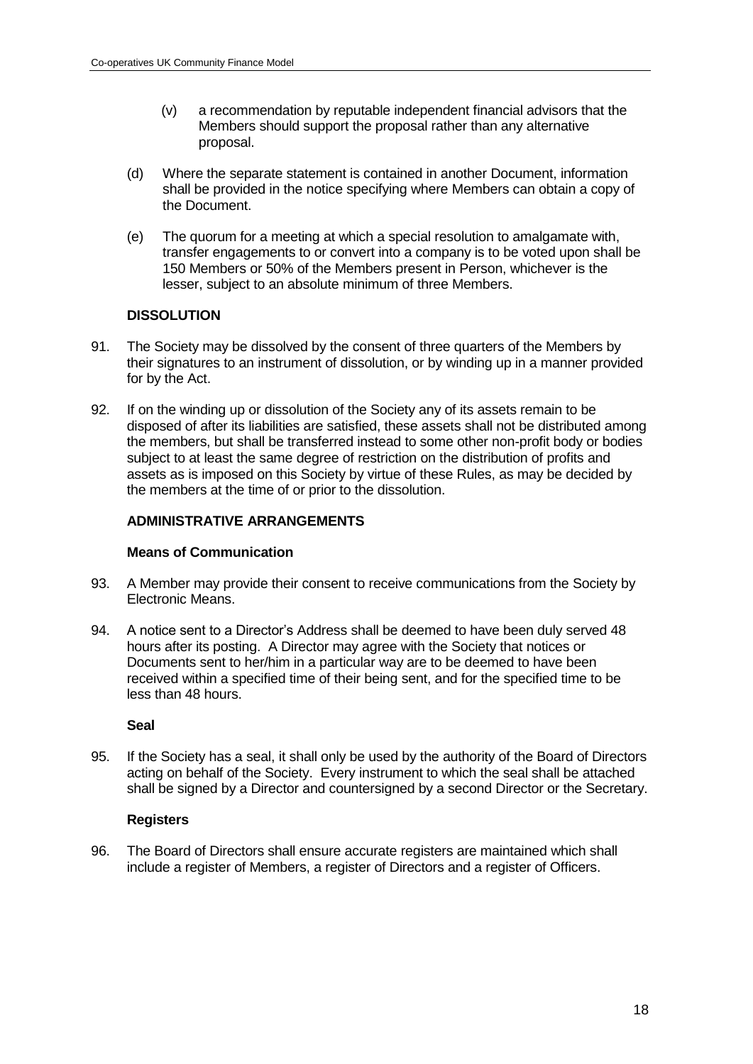(v) a recommendation by reputable independent financial advisors that the Members should support the proposal rather than any alternative proposal.

(d) Where the separate statement is contained in another Document, information shall be provided in the notice specifying where Members can obtain a copy of the Document.

(e) The quorum for a meeting at which a special resolution to amalgamate with, transfer engagements to or convert into a company is to be voted upon shall be 150 Members or 50% of the Members present in Person, whichever is the lesser, subject to an absolute minimum of three Members.

## DISSOLUTION

91. The Society may be dissolved by the consent of three quarters of the Members by their signatures to an instrument of dissolution, or by winding up in a manner provided for by the Act.

92. If on the winding up or dissolution of the Society any of its assets remain to be disposed of after its liabilities are satisfied, these assets shall not be distributed among the members, but shall be transferred instead to some other non-profit body or bodies subject to at least the same degree of restriction on the distribution of profits and assets as is imposed on this Society by virtue of these Rules, as may be decided by the members at the time of or prior to the dissolution.

## ADMINISTRATIVE ARRANGEMENTS

### Means of Communication

93. A Member may provide their consent to receive communications from the Society by Electronic Means.

94. A notice sent to a Director's Address shall be deemed to have been duly served 48 hours after its posting. A Director may agree with the Society that notices or Documents sent to her/him in a particular way are to be deemed to have been received within a specified time of their being sent, and for the specified time to be less than 48 hours.

### Seal

95. If the Society has a seal, it shall only be used by the authority of the Board of Directors acting on behalf of the Society. Every instrument to which the seal shall be attached shall be signed by a Director and countersigned by a second Director or the Secretary.

### Registers

96. The Board of Directors shall ensure accurate registers are maintained which shall include a register of Members, a register of Directors and a register of Officers.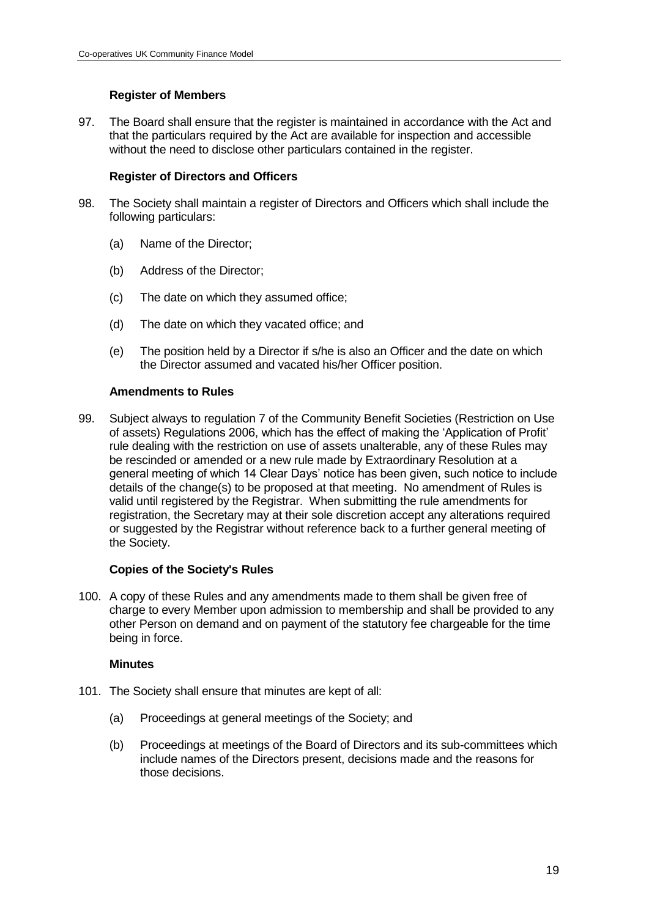### Register of Members

97. The Board shall ensure that the register is maintained in accordance with the Act and that the particulars required by the Act are available for inspection and accessible without the need to disclose other particulars contained in the register.

### Register of Directors and Officers

98. The Society shall maintain a register of Directors and Officers which shall include the following particulars:

    (a) Name of the Director;

    (b) Address of the Director;

    (c) The date on which they assumed office;

    (d) The date on which they vacated office; and

    (e) The position held by a Director if s/he is also an Officer and the date on which the Director assumed and vacated his/her Officer position.

### Amendments to Rules

99. Subject always to regulation 7 of the Community Benefit Societies (Restriction on Use of assets) Regulations 2006, which has the effect of making the 'Application of Profit' rule dealing with the restriction on use of assets unalterable, any of these Rules may be rescinded or amended or a new rule made by Extraordinary Resolution at a general meeting of which 14 Clear Days' notice has been given, such notice to include details of the change(s) to be proposed at that meeting. No amendment of Rules is valid until registered by the Registrar. When submitting the rule amendments for registration, the Secretary may at their sole discretion accept any alterations required or suggested by the Registrar without reference back to a further general meeting of the Society.

### Copies of the Society's Rules

100. A copy of these Rules and any amendments made to them shall be given free of charge to every Member upon admission to membership and shall be provided to any other Person on demand and on payment of the statutory fee chargeable for the time being in force.

### Minutes

101. The Society shall ensure that minutes are kept of all:

     (a) Proceedings at general meetings of the Society; and

     (b) Proceedings at meetings of the Board of Directors and its sub-committees which include names of the Directors present, decisions made and the reasons for those decisions.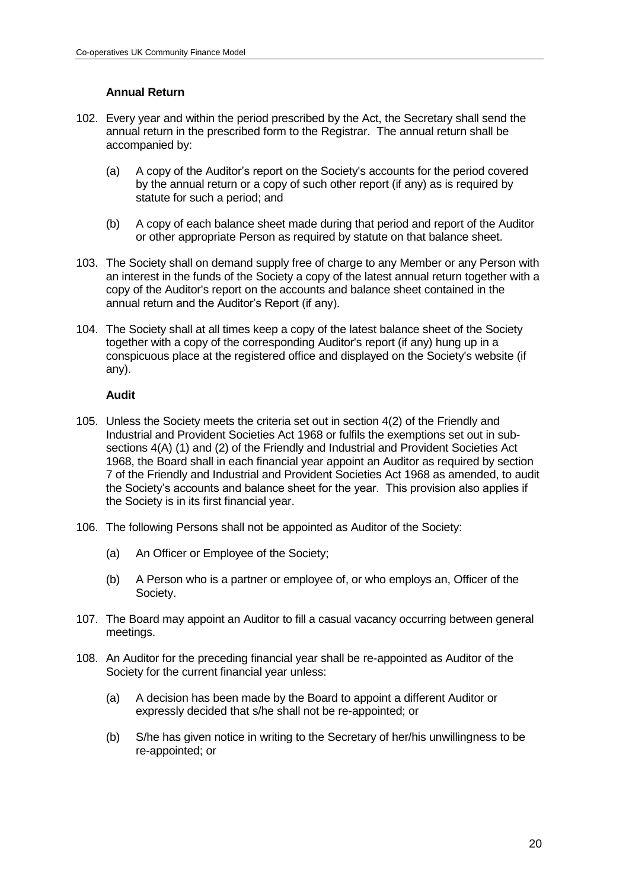### Annual Return

102. Every year and within the period prescribed by the Act, the Secretary shall send the annual return in the prescribed form to the Registrar. The annual return shall be accompanied by:

    (a) A copy of the Auditor's report on the Society's accounts for the period covered by the annual return or a copy of such other report (if any) as is required by statute for such a period; and

    (b) A copy of each balance sheet made during that period and report of the Auditor or other appropriate Person as required by statute on that balance sheet.

103. The Society shall on demand supply free of charge to any Member or any Person with an interest in the funds of the Society a copy of the latest annual return together with a copy of the Auditor's report on the accounts and balance sheet contained in the annual return and the Auditor's Report (if any).

104. The Society shall at all times keep a copy of the latest balance sheet of the Society together with a copy of the corresponding Auditor's report (if any) hung up in a conspicuous place at the registered office and displayed on the Society's website (if any).

### Audit

105. Unless the Society meets the criteria set out in section 4(2) of the Friendly and Industrial and Provident Societies Act 1968 or fulfils the exemptions set out in sub-sections 4(A) (1) and (2) of the Friendly and Industrial and Provident Societies Act 1968, the Board shall in each financial year appoint an Auditor as required by section 7 of the Friendly and Industrial and Provident Societies Act 1968 as amended, to audit the Society's accounts and balance sheet for the year. This provision also applies if the Society is in its first financial year.

106. The following Persons shall not be appointed as Auditor of the Society:

    (a) An Officer or Employee of the Society;

    (b) A Person who is a partner or employee of, or who employs an, Officer of the Society.

107. The Board may appoint an Auditor to fill a casual vacancy occurring between general meetings.

108. An Auditor for the preceding financial year shall be re-appointed as Auditor of the Society for the current financial year unless:

    (a) A decision has been made by the Board to appoint a different Auditor or expressly decided that s/he shall not be re-appointed; or

    (b) S/he has given notice in writing to the Secretary of her/his unwillingness to be re-appointed; or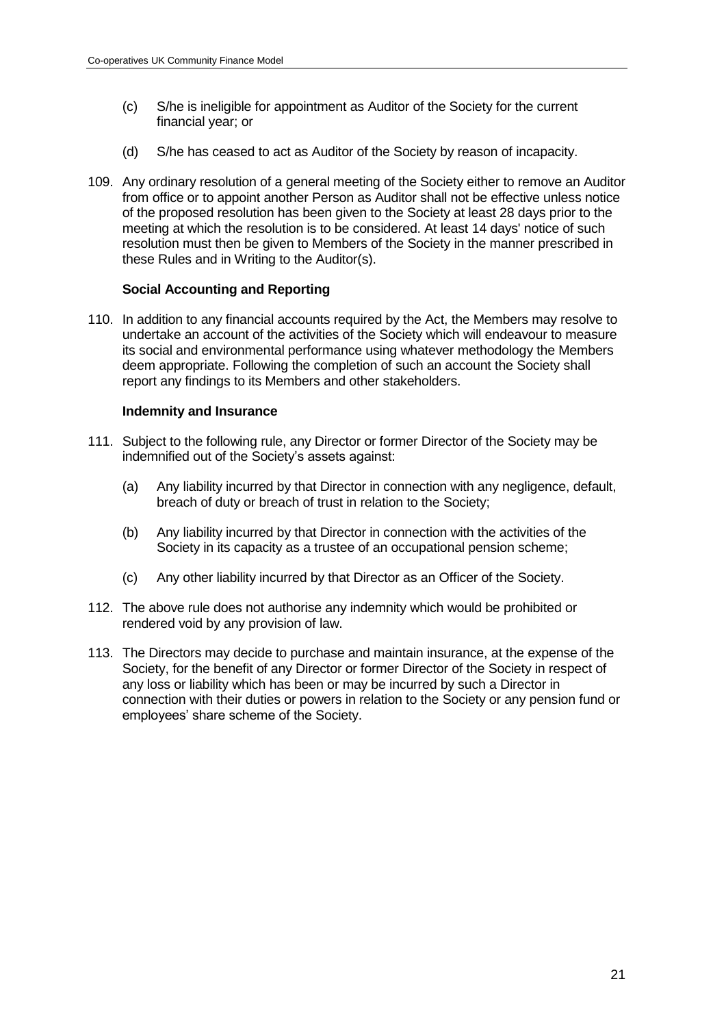(c) S/he is ineligible for appointment as Auditor of the Society for the current financial year; or

(d) S/he has ceased to act as Auditor of the Society by reason of incapacity.

109. Any ordinary resolution of a general meeting of the Society either to remove an Auditor from office or to appoint another Person as Auditor shall not be effective unless notice of the proposed resolution has been given to the Society at least 28 days prior to the meeting at which the resolution is to be considered. At least 14 days' notice of such resolution must then be given to Members of the Society in the manner prescribed in these Rules and in Writing to the Auditor(s).

**Social Accounting and Reporting**

110. In addition to any financial accounts required by the Act, the Members may resolve to undertake an account of the activities of the Society which will endeavour to measure its social and environmental performance using whatever methodology the Members deem appropriate. Following the completion of such an account the Society shall report any findings to its Members and other stakeholders.

**Indemnity and Insurance**

111. Subject to the following rule, any Director or former Director of the Society may be indemnified out of the Society's assets against:

(a) Any liability incurred by that Director in connection with any negligence, default, breach of duty or breach of trust in relation to the Society;

(b) Any liability incurred by that Director in connection with the activities of the Society in its capacity as a trustee of an occupational pension scheme;

(c) Any other liability incurred by that Director as an Officer of the Society.

112. The above rule does not authorise any indemnity which would be prohibited or rendered void by any provision of law.

113. The Directors may decide to purchase and maintain insurance, at the expense of the Society, for the benefit of any Director or former Director of the Society in respect of any loss or liability which has been or may be incurred by such a Director in connection with their duties or powers in relation to the Society or any pension fund or employees' share scheme of the Society.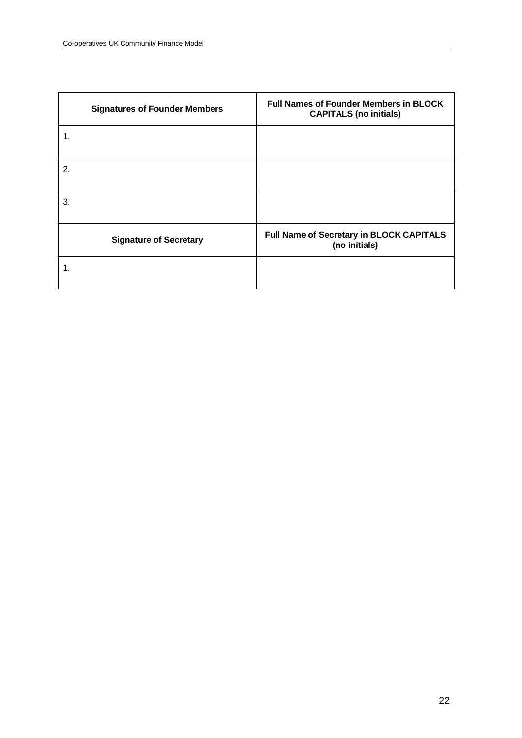| Signatures of Founder Members | Full Names of Founder Members in BLOCK CAPITALS (no initials) |
|---|---|
| 1. | |
| 2. | |
| 3. | |
| **Signature of Secretary** | **Full Name of Secretary in BLOCK CAPITALS (no initials)** |
| 1. | |